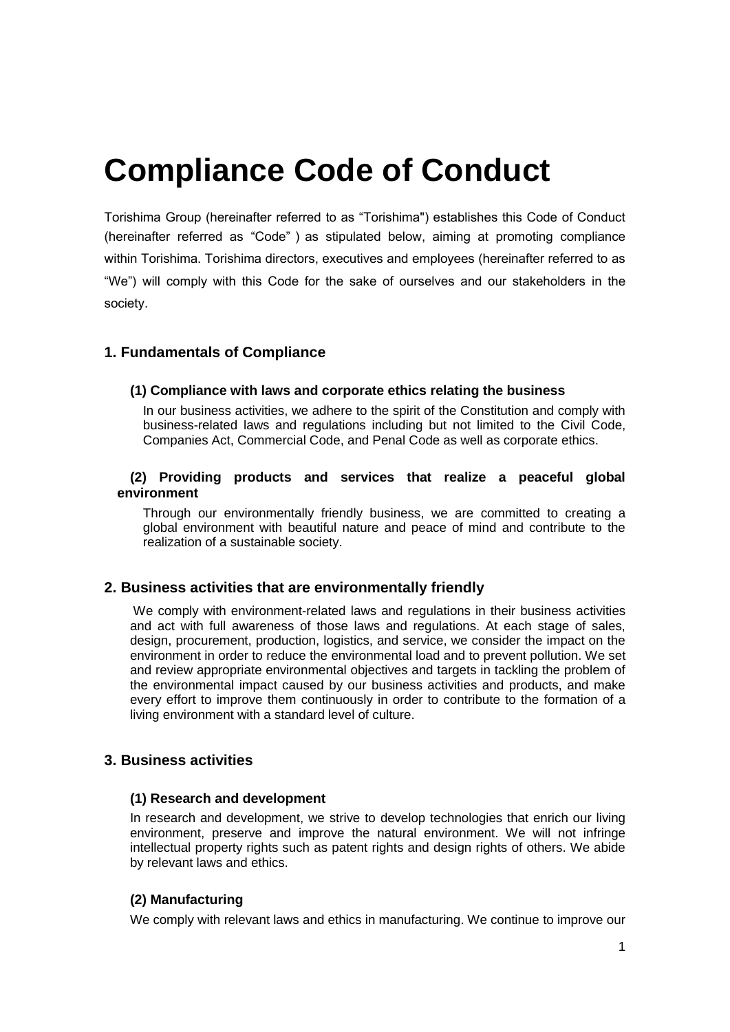# Compliance Code of Conduct

Torishima Group (hereinafter referred to as "Torishima") establishes this Code of Conduct (hereinafter referred as "Code" ) as stipulated below, aiming at promoting compliance within Torishima. Torishima directors, executives and employees (hereinafter referred to as "We") will comply with this Code for the sake of ourselves and our stakeholders in the society.

## 1. Fundamentals of Compliance

### (1) Compliance with laws and corporate ethics relating the business

In our business activities, we adhere to the spirit of the Constitution and comply with business-related laws and regulations including but not limited to the Civil Code, Companies Act, Commercial Code, and Penal Code as well as corporate ethics.

### (2) Providing products and services that realize a peaceful global environment

Through our environmentally friendly business, we are committed to creating a global environment with beautiful nature and peace of mind and contribute to the realization of a sustainable society.

## 2. Business activities that are environmentally friendly

We comply with environment-related laws and regulations in their business activities and act with full awareness of those laws and regulations. At each stage of sales, design, procurement, production, logistics, and service, we consider the impact on the environment in order to reduce the environmental load and to prevent pollution. We set and review appropriate environmental objectives and targets in tackling the problem of the environmental impact caused by our business activities and products, and make every effort to improve them continuously in order to contribute to the formation of a living environment with a standard level of culture.

## 3. Business activities

### (1) Research and development

In research and development, we strive to develop technologies that enrich our living environment, preserve and improve the natural environment. We will not infringe intellectual property rights such as patent rights and design rights of others. We abide by relevant laws and ethics.

### (2) Manufacturing

We comply with relevant laws and ethics in manufacturing. We continue to improve our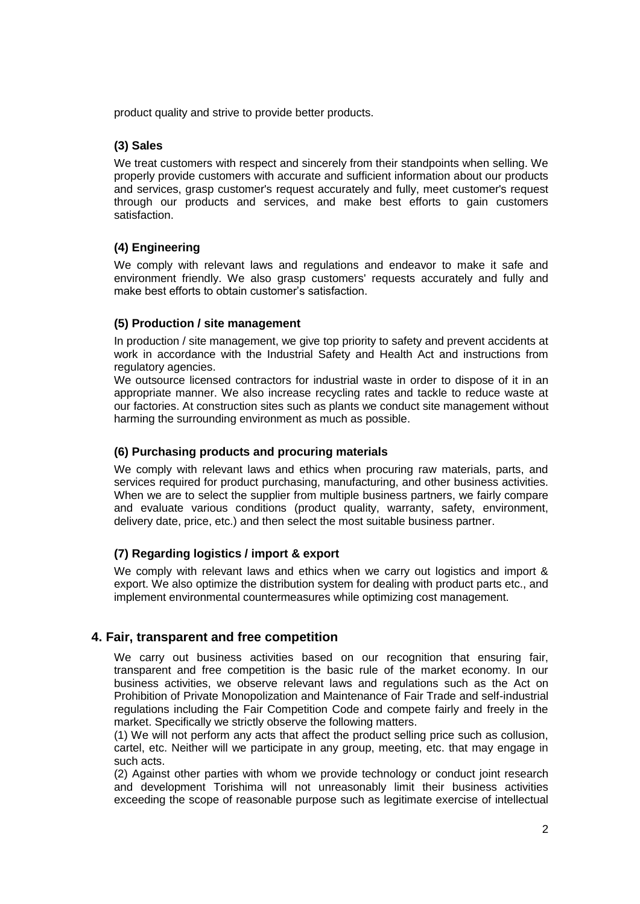product quality and strive to provide better products.

### (3) Sales

We treat customers with respect and sincerely from their standpoints when selling. We properly provide customers with accurate and sufficient information about our products and services, grasp customer's request accurately and fully, meet customer's request through our products and services, and make best efforts to gain customers satisfaction.

### (4) Engineering

We comply with relevant laws and regulations and endeavor to make it safe and environment friendly. We also grasp customers' requests accurately and fully and make best efforts to obtain customer's satisfaction.

### (5) Production / site management

In production / site management, we give top priority to safety and prevent accidents at work in accordance with the Industrial Safety and Health Act and instructions from regulatory agencies.

We outsource licensed contractors for industrial waste in order to dispose of it in an appropriate manner. We also increase recycling rates and tackle to reduce waste at our factories. At construction sites such as plants we conduct site management without harming the surrounding environment as much as possible.

### (6) Purchasing products and procuring materials

We comply with relevant laws and ethics when procuring raw materials, parts, and services required for product purchasing, manufacturing, and other business activities. When we are to select the supplier from multiple business partners, we fairly compare and evaluate various conditions (product quality, warranty, safety, environment, delivery date, price, etc.) and then select the most suitable business partner.

### (7) Regarding logistics / import & export

We comply with relevant laws and ethics when we carry out logistics and import & export. We also optimize the distribution system for dealing with product parts etc., and implement environmental countermeasures while optimizing cost management.

## 4. Fair, transparent and free competition

We carry out business activities based on our recognition that ensuring fair, transparent and free competition is the basic rule of the market economy. In our business activities, we observe relevant laws and regulations such as the Act on Prohibition of Private Monopolization and Maintenance of Fair Trade and self-industrial regulations including the Fair Competition Code and compete fairly and freely in the market. Specifically we strictly observe the following matters.

(1) We will not perform any acts that affect the product selling price such as collusion, cartel, etc. Neither will we participate in any group, meeting, etc. that may engage in such acts.

(2) Against other parties with whom we provide technology or conduct joint research and development Torishima will not unreasonably limit their business activities exceeding the scope of reasonable purpose such as legitimate exercise of intellectual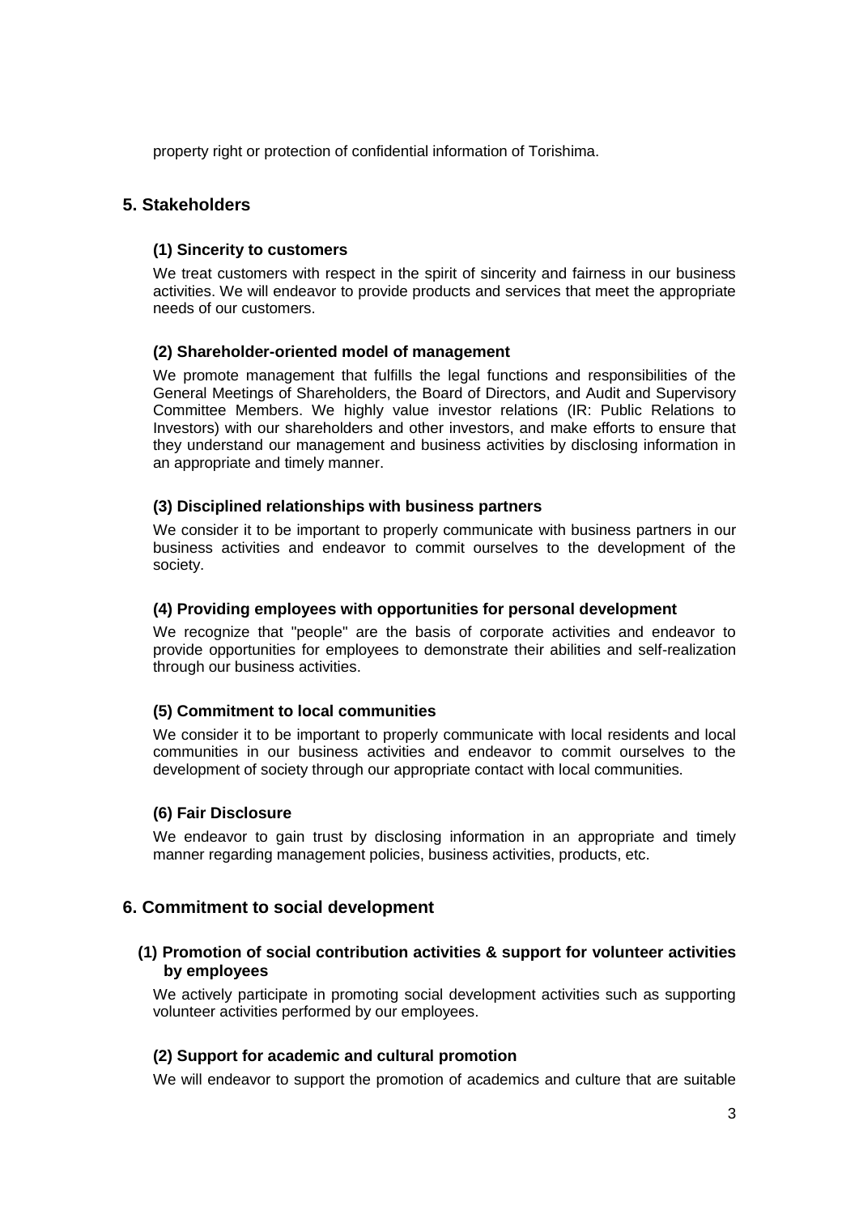property right or protection of confidential information of Torishima.

## 5. Stakeholders

### (1) Sincerity to customers

We treat customers with respect in the spirit of sincerity and fairness in our business activities. We will endeavor to provide products and services that meet the appropriate needs of our customers.

### (2) Shareholder-oriented model of management

We promote management that fulfills the legal functions and responsibilities of the General Meetings of Shareholders, the Board of Directors, and Audit and Supervisory Committee Members. We highly value investor relations (IR: Public Relations to Investors) with our shareholders and other investors, and make efforts to ensure that they understand our management and business activities by disclosing information in an appropriate and timely manner.

### (3) Disciplined relationships with business partners

We consider it to be important to properly communicate with business partners in our business activities and endeavor to commit ourselves to the development of the society.

### (4) Providing employees with opportunities for personal development

We recognize that "people" are the basis of corporate activities and endeavor to provide opportunities for employees to demonstrate their abilities and self-realization through our business activities.

### (5) Commitment to local communities

We consider it to be important to properly communicate with local residents and local communities in our business activities and endeavor to commit ourselves to the development of society through our appropriate contact with local communities.

### (6) Fair Disclosure

We endeavor to gain trust by disclosing information in an appropriate and timely manner regarding management policies, business activities, products, etc.

## 6. Commitment to social development

### (1) Promotion of social contribution activities & support for volunteer activities by employees

We actively participate in promoting social development activities such as supporting volunteer activities performed by our employees.

### (2) Support for academic and cultural promotion

We will endeavor to support the promotion of academics and culture that are suitable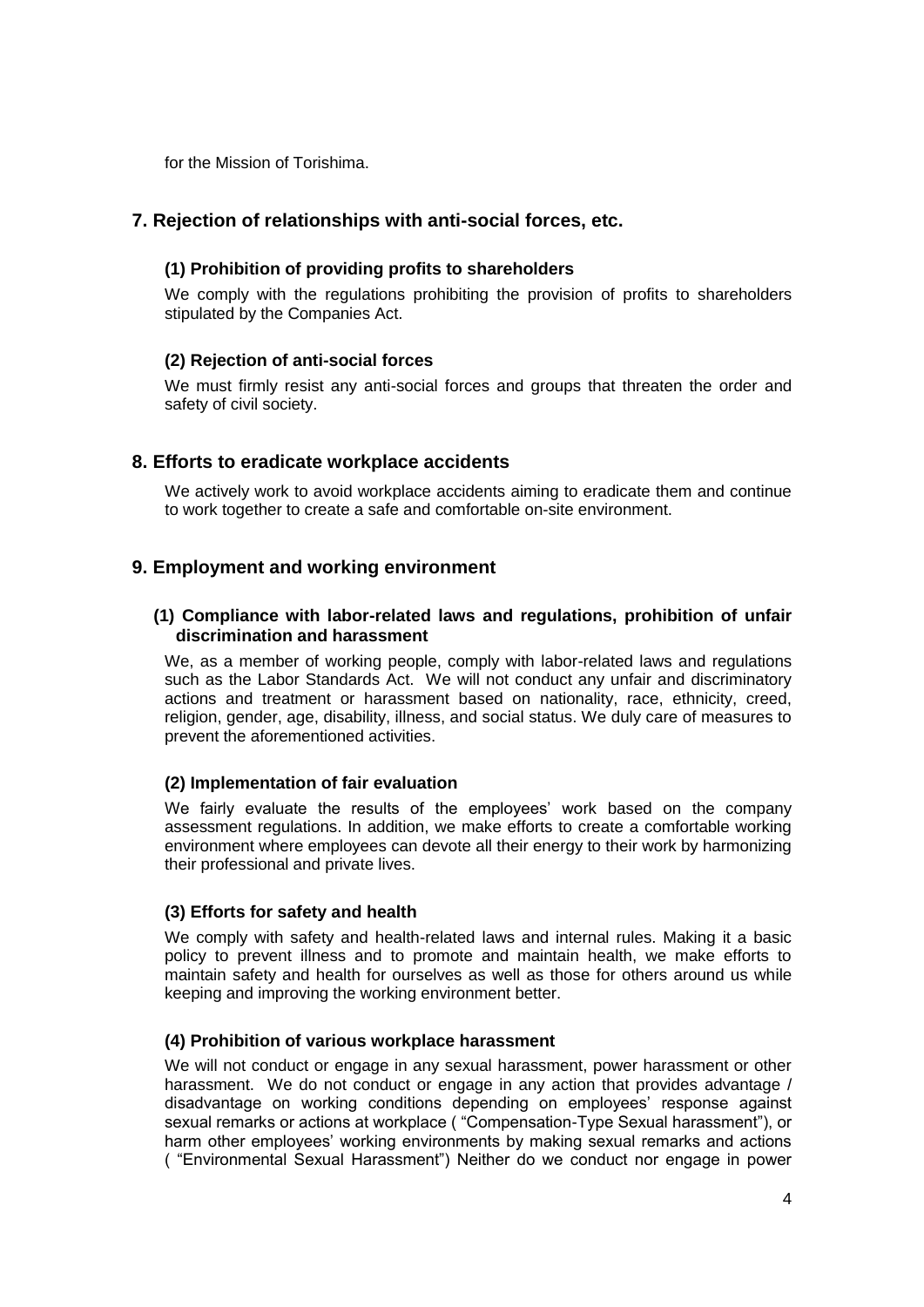for the Mission of Torishima.

## 7. Rejection of relationships with anti-social forces, etc.

### (1) Prohibition of providing profits to shareholders

We comply with the regulations prohibiting the provision of profits to shareholders stipulated by the Companies Act.

### (2) Rejection of anti-social forces

We must firmly resist any anti-social forces and groups that threaten the order and safety of civil society.

## 8. Efforts to eradicate workplace accidents

We actively work to avoid workplace accidents aiming to eradicate them and continue to work together to create a safe and comfortable on-site environment.

## 9. Employment and working environment

### (1) Compliance with labor-related laws and regulations, prohibition of unfair discrimination and harassment

We, as a member of working people, comply with labor-related laws and regulations such as the Labor Standards Act. We will not conduct any unfair and discriminatory actions and treatment or harassment based on nationality, race, ethnicity, creed, religion, gender, age, disability, illness, and social status. We duly care of measures to prevent the aforementioned activities.

### (2) Implementation of fair evaluation

We fairly evaluate the results of the employees' work based on the company assessment regulations. In addition, we make efforts to create a comfortable working environment where employees can devote all their energy to their work by harmonizing their professional and private lives.

### (3) Efforts for safety and health

We comply with safety and health-related laws and internal rules. Making it a basic policy to prevent illness and to promote and maintain health, we make efforts to maintain safety and health for ourselves as well as those for others around us while keeping and improving the working environment better.

### (4) Prohibition of various workplace harassment

We will not conduct or engage in any sexual harassment, power harassment or other harassment. We do not conduct or engage in any action that provides advantage / disadvantage on working conditions depending on employees' response against sexual remarks or actions at workplace ( "Compensation-Type Sexual harassment"), or harm other employees' working environments by making sexual remarks and actions ( "Environmental Sexual Harassment") Neither do we conduct nor engage in power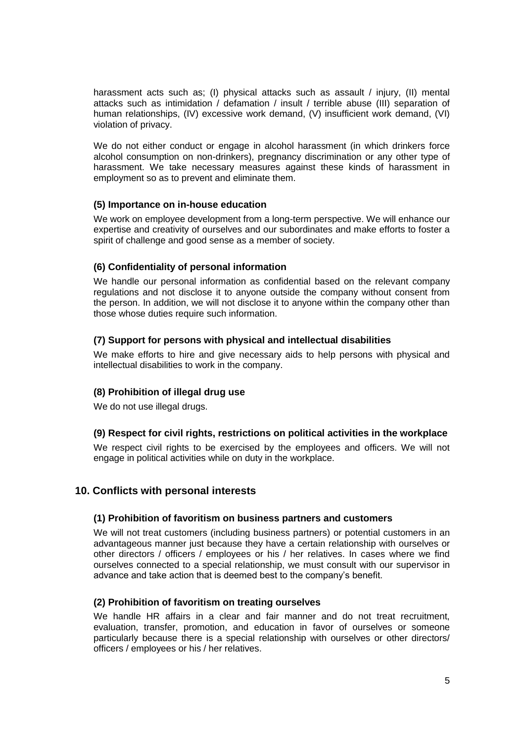harassment acts such as; (I) physical attacks such as assault / injury, (II) mental attacks such as intimidation / defamation / insult / terrible abuse (III) separation of human relationships, (IV) excessive work demand, (V) insufficient work demand, (VI) violation of privacy.

We do not either conduct or engage in alcohol harassment (in which drinkers force alcohol consumption on non-drinkers), pregnancy discrimination or any other type of harassment. We take necessary measures against these kinds of harassment in employment so as to prevent and eliminate them.

### (5) Importance on in-house education

We work on employee development from a long-term perspective. We will enhance our expertise and creativity of ourselves and our subordinates and make efforts to foster a spirit of challenge and good sense as a member of society.

### (6) Confidentiality of personal information

We handle our personal information as confidential based on the relevant company regulations and not disclose it to anyone outside the company without consent from the person. In addition, we will not disclose it to anyone within the company other than those whose duties require such information.

### (7) Support for persons with physical and intellectual disabilities

We make efforts to hire and give necessary aids to help persons with physical and intellectual disabilities to work in the company.

### (8) Prohibition of illegal drug use

We do not use illegal drugs.

### (9) Respect for civil rights, restrictions on political activities in the workplace

We respect civil rights to be exercised by the employees and officers. We will not engage in political activities while on duty in the workplace.

## 10. Conflicts with personal interests

### (1) Prohibition of favoritism on business partners and customers

We will not treat customers (including business partners) or potential customers in an advantageous manner just because they have a certain relationship with ourselves or other directors / officers / employees or his / her relatives. In cases where we find ourselves connected to a special relationship, we must consult with our supervisor in advance and take action that is deemed best to the company's benefit.

### (2) Prohibition of favoritism on treating ourselves

We handle HR affairs in a clear and fair manner and do not treat recruitment, evaluation, transfer, promotion, and education in favor of ourselves or someone particularly because there is a special relationship with ourselves or other directors/ officers / employees or his / her relatives.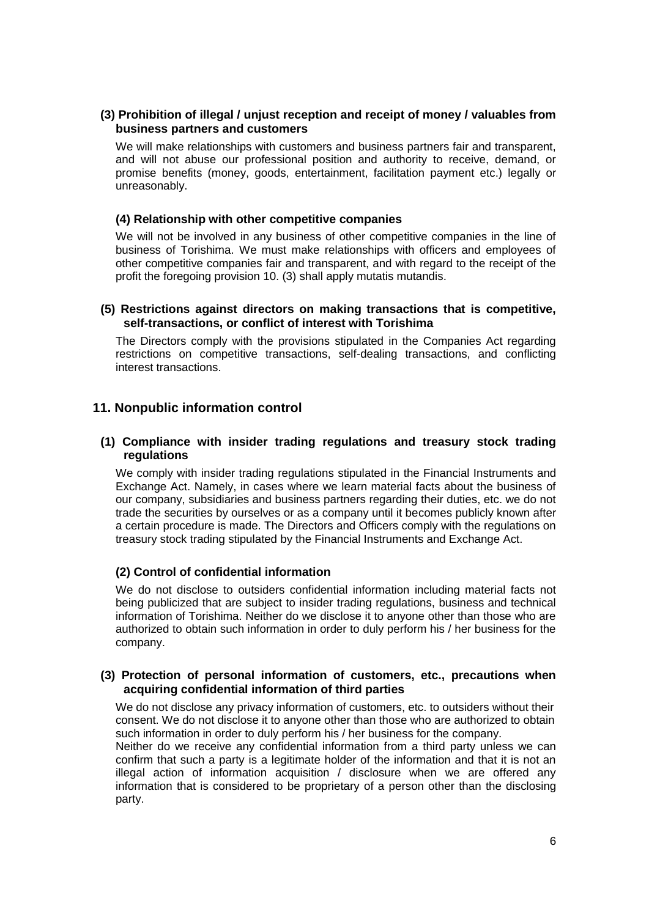### (3) Prohibition of illegal / unjust reception and receipt of money / valuables from business partners and customers

We will make relationships with customers and business partners fair and transparent, and will not abuse our professional position and authority to receive, demand, or promise benefits (money, goods, entertainment, facilitation payment etc.) legally or unreasonably.

### (4) Relationship with other competitive companies

We will not be involved in any business of other competitive companies in the line of business of Torishima. We must make relationships with officers and employees of other competitive companies fair and transparent, and with regard to the receipt of the profit the foregoing provision 10. (3) shall apply mutatis mutandis.

### (5) Restrictions against directors on making transactions that is competitive, self-transactions, or conflict of interest with Torishima

The Directors comply with the provisions stipulated in the Companies Act regarding restrictions on competitive transactions, self-dealing transactions, and conflicting interest transactions.

## 11. Nonpublic information control

### (1) Compliance with insider trading regulations and treasury stock trading regulations

We comply with insider trading regulations stipulated in the Financial Instruments and Exchange Act. Namely, in cases where we learn material facts about the business of our company, subsidiaries and business partners regarding their duties, etc. we do not trade the securities by ourselves or as a company until it becomes publicly known after a certain procedure is made. The Directors and Officers comply with the regulations on treasury stock trading stipulated by the Financial Instruments and Exchange Act.

### (2) Control of confidential information

We do not disclose to outsiders confidential information including material facts not being publicized that are subject to insider trading regulations, business and technical information of Torishima. Neither do we disclose it to anyone other than those who are authorized to obtain such information in order to duly perform his / her business for the company.

### (3) Protection of personal information of customers, etc., precautions when acquiring confidential information of third parties

We do not disclose any privacy information of customers, etc. to outsiders without their consent. We do not disclose it to anyone other than those who are authorized to obtain such information in order to duly perform his / her business for the company.

Neither do we receive any confidential information from a third party unless we can confirm that such a party is a legitimate holder of the information and that it is not an illegal action of information acquisition / disclosure when we are offered any information that is considered to be proprietary of a person other than the disclosing party.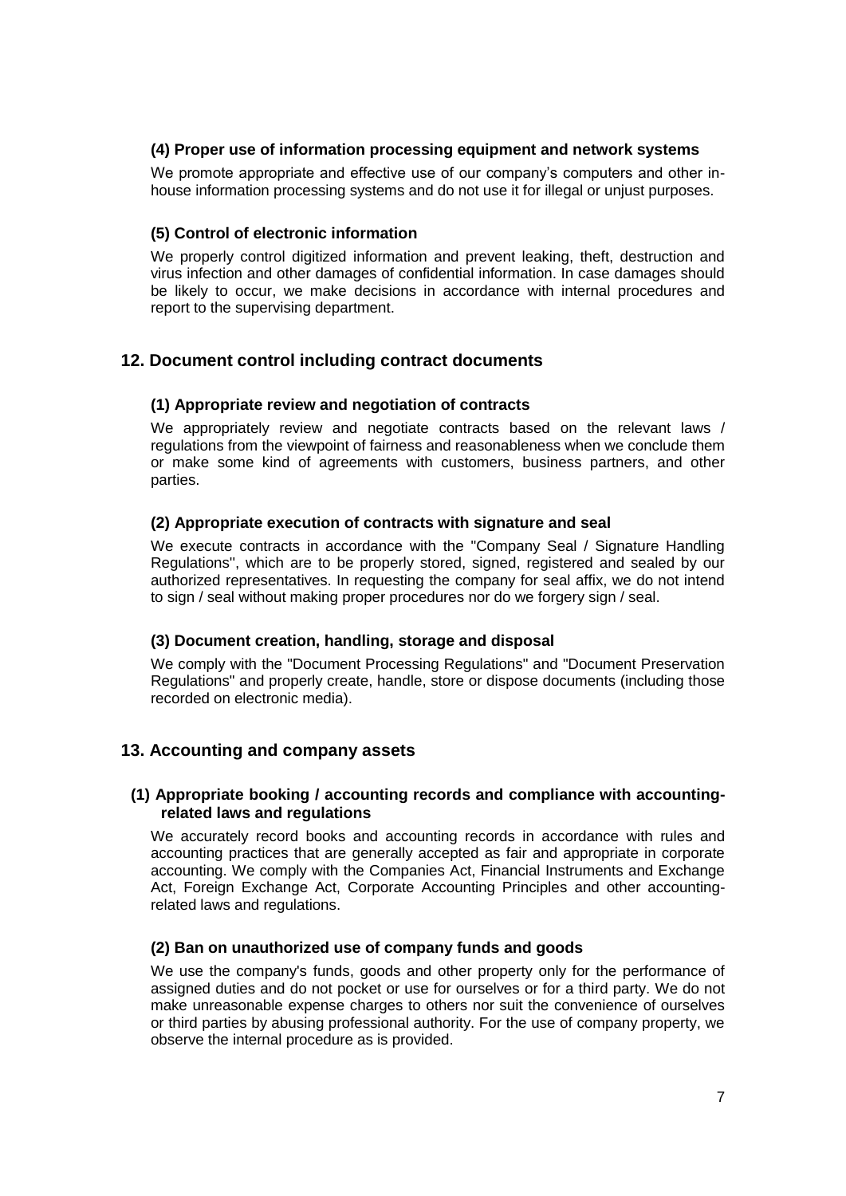### (4) Proper use of information processing equipment and network systems

We promote appropriate and effective use of our company's computers and other in-house information processing systems and do not use it for illegal or unjust purposes.

### (5) Control of electronic information

We properly control digitized information and prevent leaking, theft, destruction and virus infection and other damages of confidential information. In case damages should be likely to occur, we make decisions in accordance with internal procedures and report to the supervising department.

## 12. Document control including contract documents

### (1) Appropriate review and negotiation of contracts

We appropriately review and negotiate contracts based on the relevant laws / regulations from the viewpoint of fairness and reasonableness when we conclude them or make some kind of agreements with customers, business partners, and other parties.

### (2) Appropriate execution of contracts with signature and seal

We execute contracts in accordance with the "Company Seal / Signature Handling Regulations", which are to be properly stored, signed, registered and sealed by our authorized representatives. In requesting the company for seal affix, we do not intend to sign / seal without making proper procedures nor do we forgery sign / seal.

### (3) Document creation, handling, storage and disposal

We comply with the "Document Processing Regulations" and "Document Preservation Regulations" and properly create, handle, store or dispose documents (including those recorded on electronic media).

## 13. Accounting and company assets

### (1) Appropriate booking / accounting records and compliance with accounting-related laws and regulations

We accurately record books and accounting records in accordance with rules and accounting practices that are generally accepted as fair and appropriate in corporate accounting. We comply with the Companies Act, Financial Instruments and Exchange Act, Foreign Exchange Act, Corporate Accounting Principles and other accounting-related laws and regulations.

### (2) Ban on unauthorized use of company funds and goods

We use the company's funds, goods and other property only for the performance of assigned duties and do not pocket or use for ourselves or for a third party. We do not make unreasonable expense charges to others nor suit the convenience of ourselves or third parties by abusing professional authority. For the use of company property, we observe the internal procedure as is provided.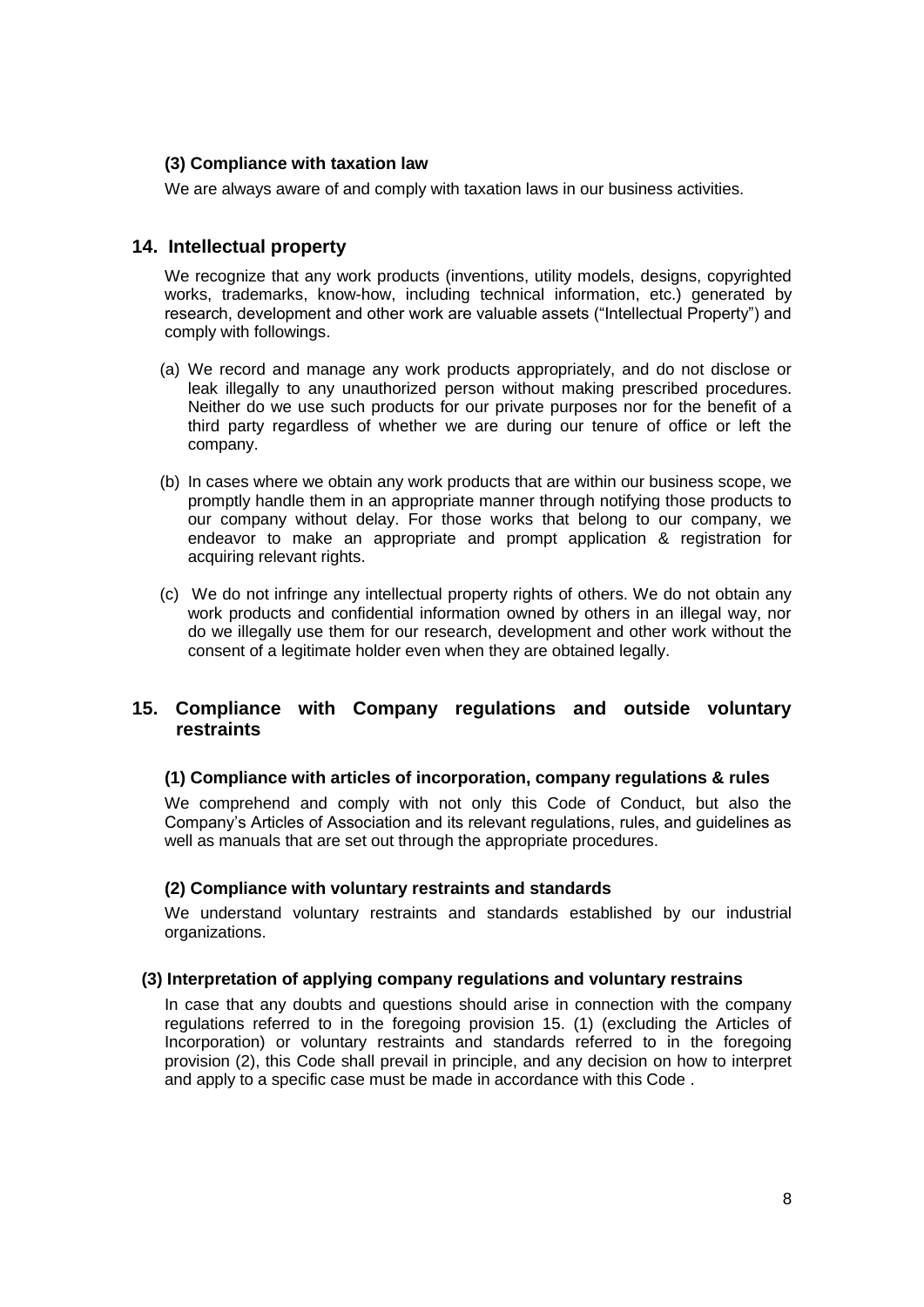### (3) Compliance with taxation law

We are always aware of and comply with taxation laws in our business activities.

## 14. Intellectual property

We recognize that any work products (inventions, utility models, designs, copyrighted works, trademarks, know-how, including technical information, etc.) generated by research, development and other work are valuable assets ("Intellectual Property") and comply with followings.

(a) We record and manage any work products appropriately, and do not disclose or leak illegally to any unauthorized person without making prescribed procedures. Neither do we use such products for our private purposes nor for the benefit of a third party regardless of whether we are during our tenure of office or left the company.

(b) In cases where we obtain any work products that are within our business scope, we promptly handle them in an appropriate manner through notifying those products to our company without delay. For those works that belong to our company, we endeavor to make an appropriate and prompt application & registration for acquiring relevant rights.

(c) We do not infringe any intellectual property rights of others. We do not obtain any work products and confidential information owned by others in an illegal way, nor do we illegally use them for our research, development and other work without the consent of a legitimate holder even when they are obtained legally.

## 15. Compliance with Company regulations and outside voluntary restraints

### (1) Compliance with articles of incorporation, company regulations & rules

We comprehend and comply with not only this Code of Conduct, but also the Company's Articles of Association and its relevant regulations, rules, and guidelines as well as manuals that are set out through the appropriate procedures.

### (2) Compliance with voluntary restraints and standards

We understand voluntary restraints and standards established by our industrial organizations.

### (3) Interpretation of applying company regulations and voluntary restrains

In case that any doubts and questions should arise in connection with the company regulations referred to in the foregoing provision 15. (1) (excluding the Articles of Incorporation) or voluntary restraints and standards referred to in the foregoing provision (2), this Code shall prevail in principle, and any decision on how to interpret and apply to a specific case must be made in accordance with this Code .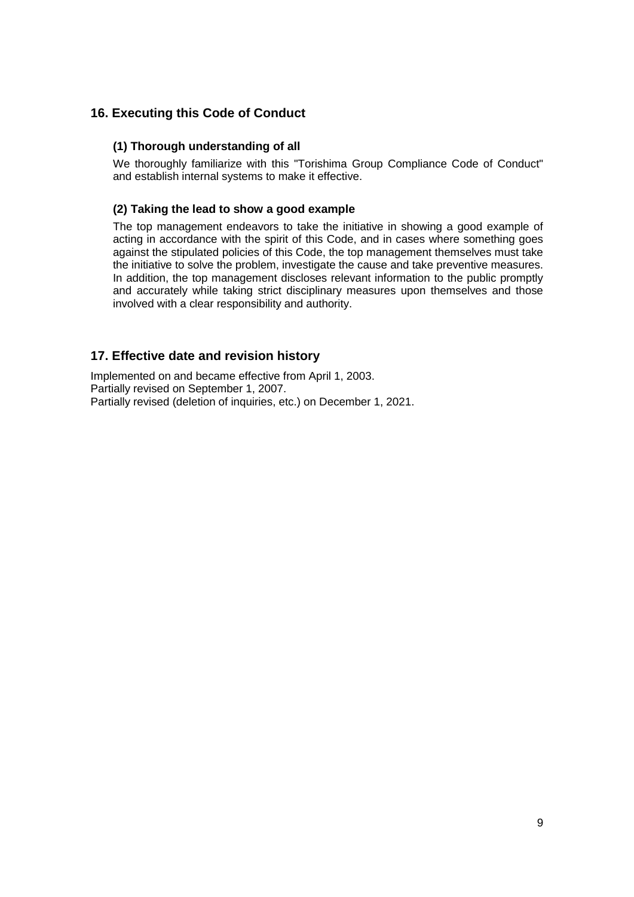## 16. Executing this Code of Conduct

### (1) Thorough understanding of all

We thoroughly familiarize with this "Torishima Group Compliance Code of Conduct" and establish internal systems to make it effective.

### (2) Taking the lead to show a good example

The top management endeavors to take the initiative in showing a good example of acting in accordance with the spirit of this Code, and in cases where something goes against the stipulated policies of this Code, the top management themselves must take the initiative to solve the problem, investigate the cause and take preventive measures. In addition, the top management discloses relevant information to the public promptly and accurately while taking strict disciplinary measures upon themselves and those involved with a clear responsibility and authority.

## 17. Effective date and revision history

Implemented on and became effective from April 1, 2003.
Partially revised on September 1, 2007.
Partially revised (deletion of inquiries, etc.) on December 1, 2021.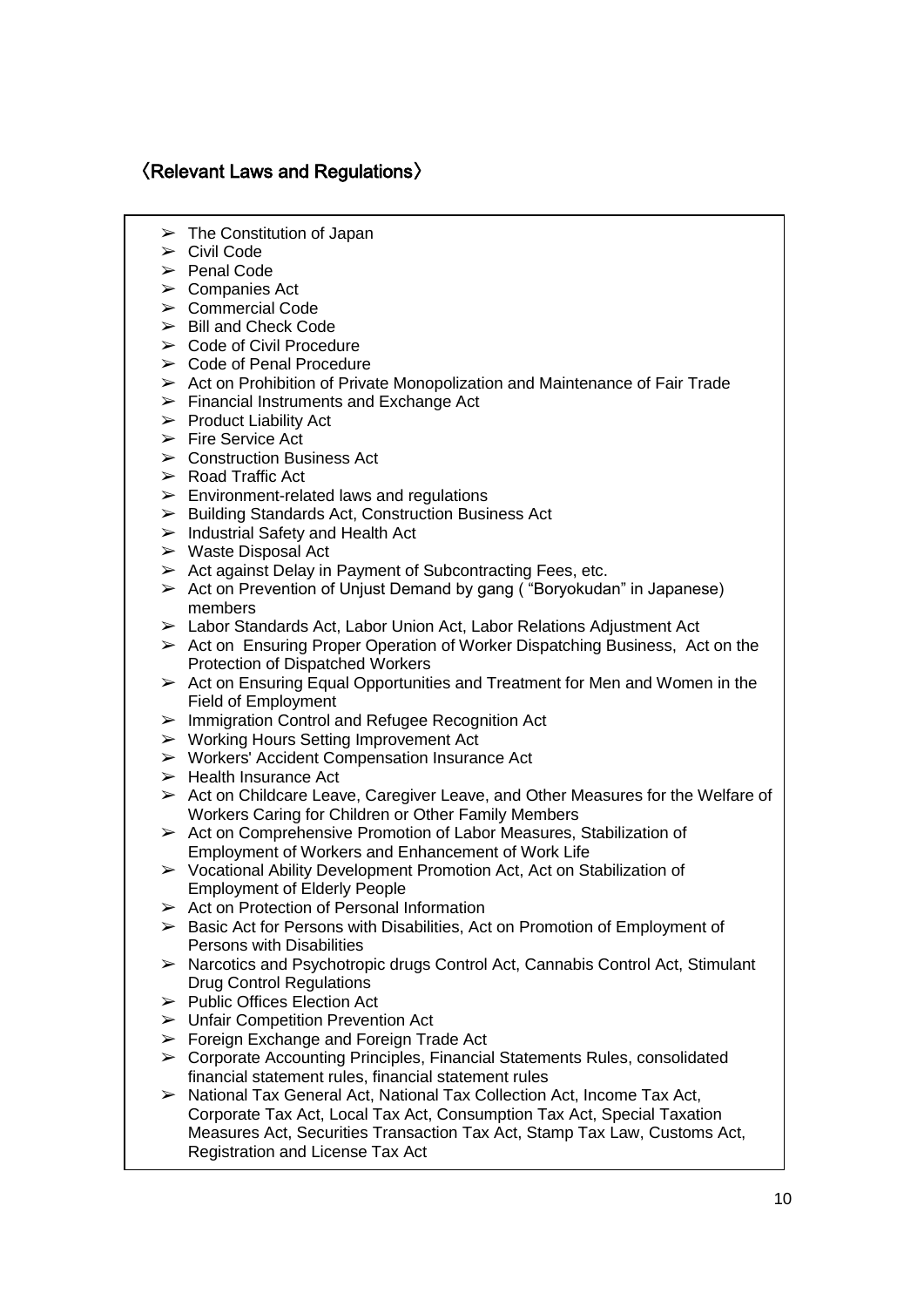## 〈Relevant Laws and Regulations〉

- The Constitution of Japan
- Civil Code
- Penal Code
- Companies Act
- Commercial Code
- Bill and Check Code
- Code of Civil Procedure
- Code of Penal Procedure
- Act on Prohibition of Private Monopolization and Maintenance of Fair Trade
- Financial Instruments and Exchange Act
- Product Liability Act
- Fire Service Act
- Construction Business Act
- Road Traffic Act
- Environment-related laws and regulations
- Building Standards Act, Construction Business Act
- Industrial Safety and Health Act
- Waste Disposal Act
- Act against Delay in Payment of Subcontracting Fees, etc.
- Act on Prevention of Unjust Demand by gang ( “Boryokudan” in Japanese) members
- Labor Standards Act, Labor Union Act, Labor Relations Adjustment Act
- Act on Ensuring Proper Operation of Worker Dispatching Business, Act on the Protection of Dispatched Workers
- Act on Ensuring Equal Opportunities and Treatment for Men and Women in the Field of Employment
- Immigration Control and Refugee Recognition Act
- Working Hours Setting Improvement Act
- Workers' Accident Compensation Insurance Act
- Health Insurance Act
- Act on Childcare Leave, Caregiver Leave, and Other Measures for the Welfare of Workers Caring for Children or Other Family Members
- Act on Comprehensive Promotion of Labor Measures, Stabilization of Employment of Workers and Enhancement of Work Life
- Vocational Ability Development Promotion Act, Act on Stabilization of Employment of Elderly People
- Act on Protection of Personal Information
- Basic Act for Persons with Disabilities, Act on Promotion of Employment of Persons with Disabilities
- Narcotics and Psychotropic drugs Control Act, Cannabis Control Act, Stimulant Drug Control Regulations
- Public Offices Election Act
- Unfair Competition Prevention Act
- Foreign Exchange and Foreign Trade Act
- Corporate Accounting Principles, Financial Statements Rules, consolidated financial statement rules, financial statement rules
- National Tax General Act, National Tax Collection Act, Income Tax Act, Corporate Tax Act, Local Tax Act, Consumption Tax Act, Special Taxation Measures Act, Securities Transaction Tax Act, Stamp Tax Law, Customs Act, Registration and License Tax Act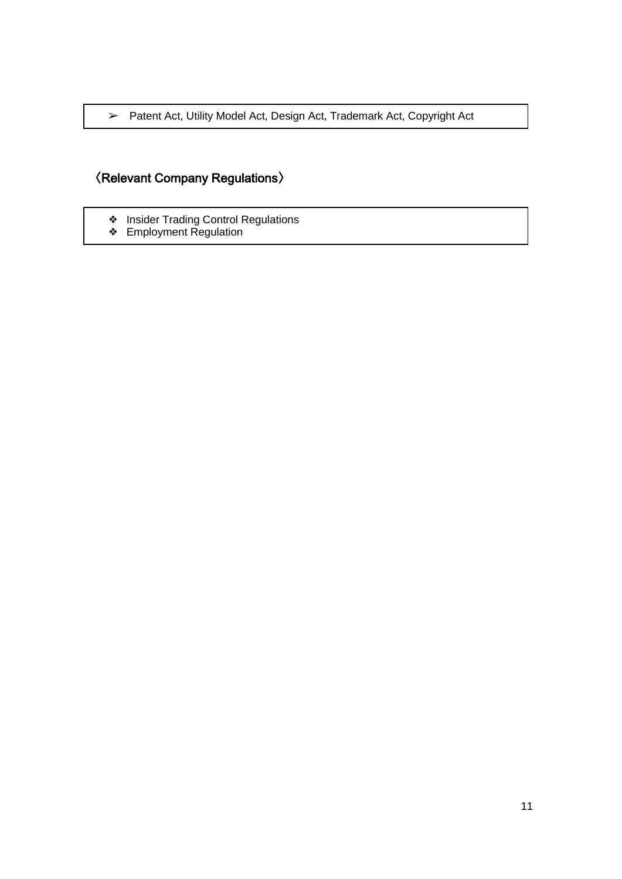- Patent Act, Utility Model Act, Design Act, Trademark Act, Copyright Act

## 〈Relevant Company Regulations〉

- Insider Trading Control Regulations
- Employment Regulation